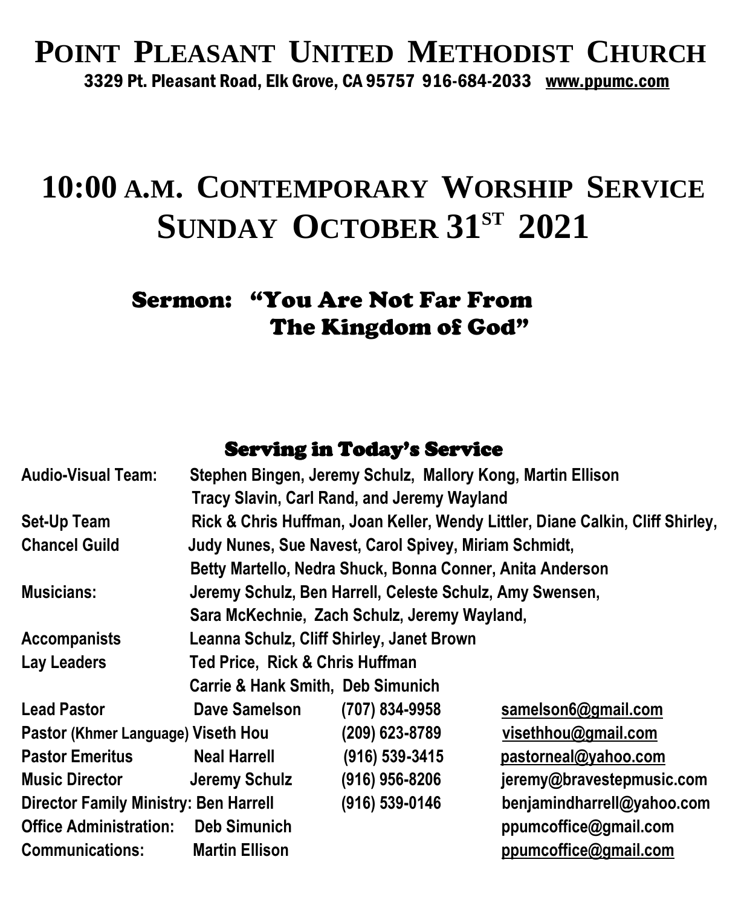# POINT PLEASANT UNITED METHODIST CHURCH

3329 Pt. Pleasant Road, Elk Grove, CA 95757 916-684-2033 www.ppumc.com

# 10:00 A.M. CONTEMPORARY WORSHIP SERVICE
# SUNDAY OCTOBER 31ST 2021

## Sermon: "You Are Not Far From The Kingdom of God"

## Serving in Today's Service

**Audio-Visual Team:** Stephen Bingen, Jeremy Schulz, Mallory Kong, Martin Ellison, Tracy Slavin, Carl Rand, and Jeremy Wayland

**Set-Up Team** Rick & Chris Huffman, Joan Keller, Wendy Littler, Diane Calkin, Cliff Shirley,

**Chancel Guild** Judy Nunes, Sue Navest, Carol Spivey, Miriam Schmidt, Betty Martello, Nedra Shuck, Bonna Conner, Anita Anderson

**Musicians:** Jeremy Schulz, Ben Harrell, Celeste Schulz, Amy Swensen, Sara McKechnie, Zach Schulz, Jeremy Wayland,

**Accompanists** Leanna Schulz, Cliff Shirley, Janet Brown

**Lay Leaders** Ted Price, Rick & Chris Huffman, Carrie & Hank Smith, Deb Simunich

| | | | |
|---|---|---|---|
| **Lead Pastor** | Dave Samelson | (707) 834-9958 | samelson6@gmail.com |
| **Pastor (Khmer Language)** | Viseth Hou | (209) 623-8789 | visethhou@gmail.com |
| **Pastor Emeritus** | Neal Harrell | (916) 539-3415 | pastorneal@yahoo.com |
| **Music Director** | Jeremy Schulz | (916) 956-8206 | jeremy@bravestepmusic.com |
| **Director Family Ministry:** | Ben Harrell | (916) 539-0146 | benjamindharrell@yahoo.com |
| **Office Administration:** | Deb Simunich | | ppumcoffice@gmail.com |
| **Communications:** | Martin Ellison | | ppumcoffice@gmail.com |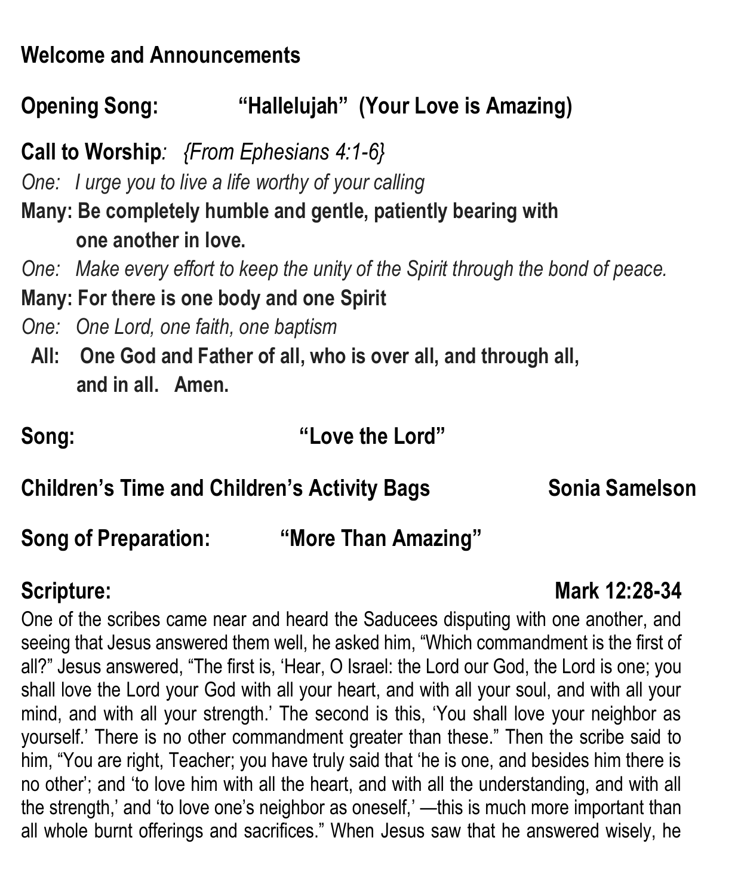**Welcome and Announcements**

**Opening Song:** **"Hallelujah" (Your Love is Amazing)**

**Call to Worship***:* *{From Ephesians 4:1-6}*

*One: I urge you to live a life worthy of your calling*

**Many: Be completely humble and gentle, patiently bearing with one another in love.**

*One: Make every effort to keep the unity of the Spirit through the bond of peace.*

**Many: For there is one body and one Spirit**

*One: One Lord, one faith, one baptism*

**All: One God and Father of all, who is over all, and through all, and in all. Amen.**

**Song:** **"Love the Lord"**

**Children's Time and Children's Activity Bags** **Sonia Samelson**

**Song of Preparation:** **"More Than Amazing"**

**Scripture:** **Mark 12:28-34**

One of the scribes came near and heard the Saducees disputing with one another, and seeing that Jesus answered them well, he asked him, "Which commandment is the first of all?" Jesus answered, "The first is, 'Hear, O Israel: the Lord our God, the Lord is one; you shall love the Lord your God with all your heart, and with all your soul, and with all your mind, and with all your strength.' The second is this, 'You shall love your neighbor as yourself.' There is no other commandment greater than these." Then the scribe said to him, "You are right, Teacher; you have truly said that 'he is one, and besides him there is no other'; and 'to love him with all the heart, and with all the understanding, and with all the strength,' and 'to love one's neighbor as oneself,' —this is much more important than all whole burnt offerings and sacrifices." When Jesus saw that he answered wisely, he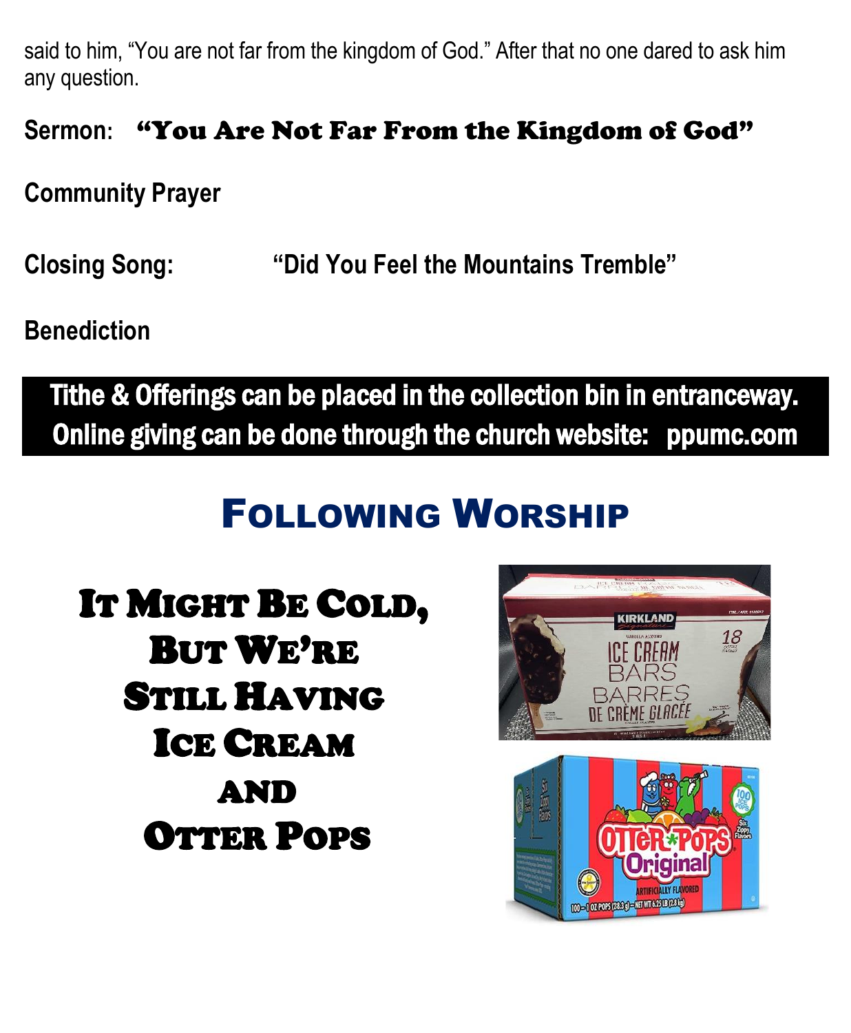said to him, “You are not far from the kingdom of God.” After that no one dared to ask him any question.

**Sermon:** **“You Are Not Far From the Kingdom of God”**

**Community Prayer**

**Closing Song:** **“Did You Feel the Mountains Tremble”**

**Benediction**

**Tithe & Offerings can be placed in the collection bin in entranceway.**
**Online giving can be done through the church website: ppumc.com**

# Following Worship

## It Might Be Cold, But We’re Still Having Ice Cream and Otter Pops